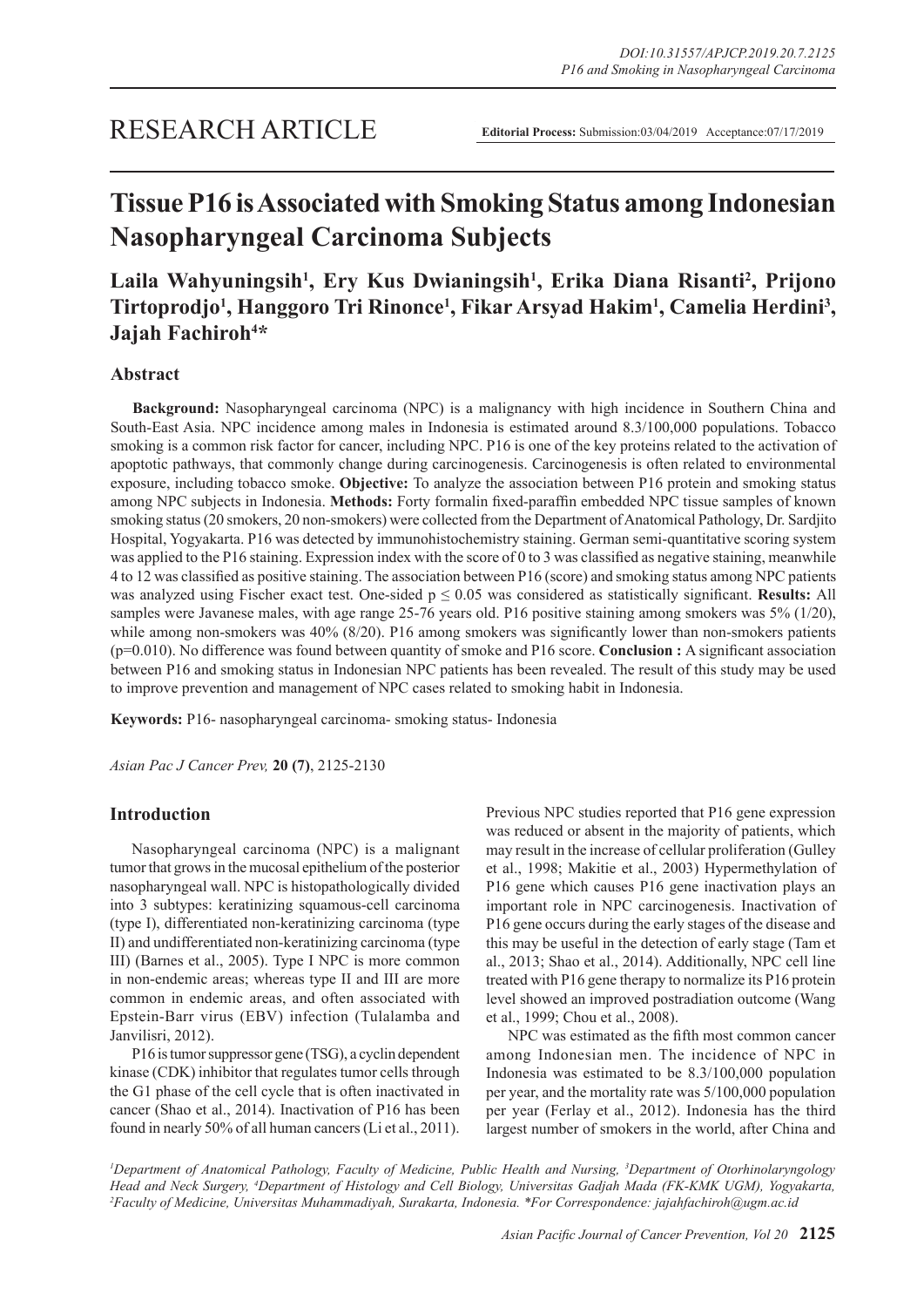RESEARCH ARTICLE

**Editorial Process:** Submission:03/04/2019 Acceptance:07/17/2019

# Tissue P16 is Associated with Smoking Status among Indonesian Nasopharyngeal Carcinoma Subjects

**Laila Wahyuningsih[1], Ery Kus Dwianingsih[1], Erika Diana Risanti[2], Prijono Tirtoprodjo[1], Hanggoro Tri Rinonce[1], Fikar Arsyad Hakim[1], Camelia Herdini[3], Jajah Fachiroh[4]***

## Abstract

**Background:** Nasopharyngeal carcinoma (NPC) is a malignancy with high incidence in Southern China and South-East Asia. NPC incidence among males in Indonesia is estimated around 8.3/100,000 populations. Tobacco smoking is a common risk factor for cancer, including NPC. P16 is one of the key proteins related to the activation of apoptotic pathways, that commonly change during carcinogenesis. Carcinogenesis is often related to environmental exposure, including tobacco smoke. **Objective:** To analyze the association between P16 protein and smoking status among NPC subjects in Indonesia. **Methods:** Forty formalin fixed-paraffin embedded NPC tissue samples of known smoking status (20 smokers, 20 non-smokers) were collected from the Department of Anatomical Pathology, Dr. Sardjito Hospital, Yogyakarta. P16 was detected by immunohistochemistry staining. German semi-quantitative scoring system was applied to the P16 staining. Expression index with the score of 0 to 3 was classified as negative staining, meanwhile 4 to 12 was classified as positive staining. The association between P16 (score) and smoking status among NPC patients was analyzed using Fischer exact test. One-sided $p \leq 0.05$ was considered as statistically significant. **Results:** All samples were Javanese males, with age range 25-76 years old. P16 positive staining among smokers was 5% (1/20), while among non-smokers was 40% (8/20). P16 among smokers was significantly lower than non-smokers patients ($p=0.010$). No difference was found between quantity of smoke and P16 score. **Conclusion :** A significant association between P16 and smoking status in Indonesian NPC patients has been revealed. The result of this study may be used to improve prevention and management of NPC cases related to smoking habit in Indonesia.

**Keywords:** P16- nasopharyngeal carcinoma- smoking status- Indonesia

*Asian Pac J Cancer Prev,* **20 (7)**, 2125-2130

## Introduction

Nasopharyngeal carcinoma (NPC) is a malignant tumor that grows in the mucosal epithelium of the posterior nasopharyngeal wall. NPC is histopathologically divided into 3 subtypes: keratinizing squamous-cell carcinoma (type I), differentiated non-keratinizing carcinoma (type II) and undifferentiated non-keratinizing carcinoma (type III) (Barnes et al., 2005). Type I NPC is more common in non-endemic areas; whereas type II and III are more common in endemic areas, and often associated with Epstein-Barr virus (EBV) infection (Tulalamba and Janvilisri, 2012).

P16 is tumor suppressor gene (TSG), a cyclin dependent kinase (CDK) inhibitor that regulates tumor cells through the G1 phase of the cell cycle that is often inactivated in cancer (Shao et al., 2014). Inactivation of P16 has been found in nearly 50% of all human cancers (Li et al., 2011). Previous NPC studies reported that P16 gene expression was reduced or absent in the majority of patients, which may result in the increase of cellular proliferation (Gulley et al., 1998; Makitie et al., 2003) Hypermethylation of P16 gene which causes P16 gene inactivation plays an important role in NPC carcinogenesis. Inactivation of P16 gene occurs during the early stages of the disease and this may be useful in the detection of early stage (Tam et al., 2013; Shao et al., 2014). Additionally, NPC cell line treated with P16 gene therapy to normalize its P16 protein level showed an improved postradiation outcome (Wang et al., 1999; Chou et al., 2008).

NPC was estimated as the fifth most common cancer among Indonesian men. The incidence of NPC in Indonesia was estimated to be 8.3/100,000 population per year, and the mortality rate was 5/100,000 population per year (Ferlay et al., 2012). Indonesia has the third largest number of smokers in the world, after China and

[1]Department of Anatomical Pathology, Faculty of Medicine, Public Health and Nursing, [3]Department of Otorhinolaryngology Head and Neck Surgery, [4]Department of Histology and Cell Biology, Universitas Gadjah Mada (FK-KMK UGM), Yogyakarta, [2]Faculty of Medicine, Universitas Muhammadiyah, Surakarta, Indonesia. *For Correspondence: jajahfachiroh@ugm.ac.id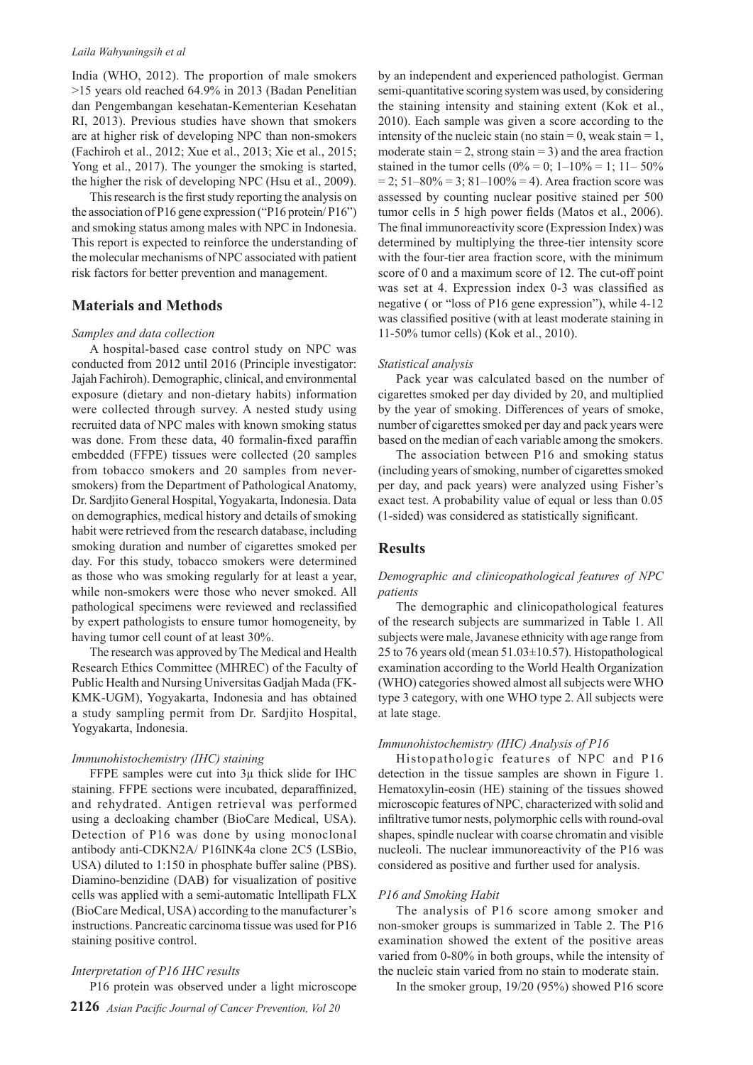India (WHO, 2012). The proportion of male smokers >15 years old reached 64.9% in 2013 (Badan Penelitian dan Pengembangan kesehatan-Kementerian Kesehatan RI, 2013). Previous studies have shown that smokers are at higher risk of developing NPC than non-smokers (Fachiroh et al., 2012; Xue et al., 2013; Xie et al., 2015; Yong et al., 2017). The younger the smoking is started, the higher the risk of developing NPC (Hsu et al., 2009).

This research is the first study reporting the analysis on the association of P16 gene expression ("P16 protein/ P16") and smoking status among males with NPC in Indonesia. This report is expected to reinforce the understanding of the molecular mechanisms of NPC associated with patient risk factors for better prevention and management.

## Materials and Methods

### *Samples and data collection*

A hospital-based case control study on NPC was conducted from 2012 until 2016 (Principle investigator: Jajah Fachiroh). Demographic, clinical, and environmental exposure (dietary and non-dietary habits) information were collected through survey. A nested study using recruited data of NPC males with known smoking status was done. From these data, 40 formalin-fixed paraffin embedded (FFPE) tissues were collected (20 samples from tobacco smokers and 20 samples from never-smokers) from the Department of Pathological Anatomy, Dr. Sardjito General Hospital, Yogyakarta, Indonesia. Data on demographics, medical history and details of smoking habit were retrieved from the research database, including smoking duration and number of cigarettes smoked per day. For this study, tobacco smokers were determined as those who was smoking regularly for at least a year, while non-smokers were those who never smoked. All pathological specimens were reviewed and reclassified by expert pathologists to ensure tumor homogeneity, by having tumor cell count of at least 30%.

The research was approved by The Medical and Health Research Ethics Committee (MHREC) of the Faculty of Public Health and Nursing Universitas Gadjah Mada (FK-KMK-UGM), Yogyakarta, Indonesia and has obtained a study sampling permit from Dr. Sardjito Hospital, Yogyakarta, Indonesia.

### *Immunohistochemistry (IHC) staining*

FFPE samples were cut into 3μ thick slide for IHC staining. FFPE sections were incubated, deparaffinized, and rehydrated. Antigen retrieval was performed using a decloaking chamber (BioCare Medical, USA). Detection of P16 was done by using monoclonal antibody anti-CDKN2A/ P16INK4a clone 2C5 (LSBio, USA) diluted to 1:150 in phosphate buffer saline (PBS). Diamino-benzidine (DAB) for visualization of positive cells was applied with a semi-automatic Intellipath FLX (BioCare Medical, USA) according to the manufacturer's instructions. Pancreatic carcinoma tissue was used for P16 staining positive control.

### *Interpretation of P16 IHC results*

P16 protein was observed under a light microscope by an independent and experienced pathologist. German semi-quantitative scoring system was used, by considering the staining intensity and staining extent (Kok et al., 2010). Each sample was given a score according to the intensity of the nucleic stain (no stain = 0, weak stain = 1, moderate stain = 2, strong stain = 3) and the area fraction stained in the tumor cells (0% = 0; 1–10% = 1; 11– 50% = 2; 51–80% = 3; 81–100% = 4). Area fraction score was assessed by counting nuclear positive stained per 500 tumor cells in 5 high power fields (Matos et al., 2006). The final immunoreactivity score (Expression Index) was determined by multiplying the three-tier intensity score with the four-tier area fraction score, with the minimum score of 0 and a maximum score of 12. The cut-off point was set at 4. Expression index 0-3 was classified as negative ( or "loss of P16 gene expression"), while 4-12 was classified positive (with at least moderate staining in 11-50% tumor cells) (Kok et al., 2010).

### *Statistical analysis*

Pack year was calculated based on the number of cigarettes smoked per day divided by 20, and multiplied by the year of smoking. Differences of years of smoke, number of cigarettes smoked per day and pack years were based on the median of each variable among the smokers.

The association between P16 and smoking status (including years of smoking, number of cigarettes smoked per day, and pack years) were analyzed using Fisher's exact test. A probability value of equal or less than 0.05 (1-sided) was considered as statistically significant.

## Results

### *Demographic and clinicopathological features of NPC patients*

The demographic and clinicopathological features of the research subjects are summarized in Table 1. All subjects were male, Javanese ethnicity with age range from 25 to 76 years old (mean 51.03±10.57). Histopathological examination according to the World Health Organization (WHO) categories showed almost all subjects were WHO type 3 category, with one WHO type 2. All subjects were at late stage.

### *Immunohistochemistry (IHC) Analysis of P16*

Histopathologic features of NPC and P16 detection in the tissue samples are shown in Figure 1. Hematoxylin-eosin (HE) staining of the tissues showed microscopic features of NPC, characterized with solid and infiltrative tumor nests, polymorphic cells with round-oval shapes, spindle nuclear with coarse chromatin and visible nucleoli. The nuclear immunoreactivity of the P16 was considered as positive and further used for analysis.

### *P16 and Smoking Habit*

The analysis of P16 score among smoker and non-smoker groups is summarized in Table 2. The P16 examination showed the extent of the positive areas varied from 0-80% in both groups, while the intensity of the nucleic stain varied from no stain to moderate stain.

In the smoker group, 19/20 (95%) showed P16 score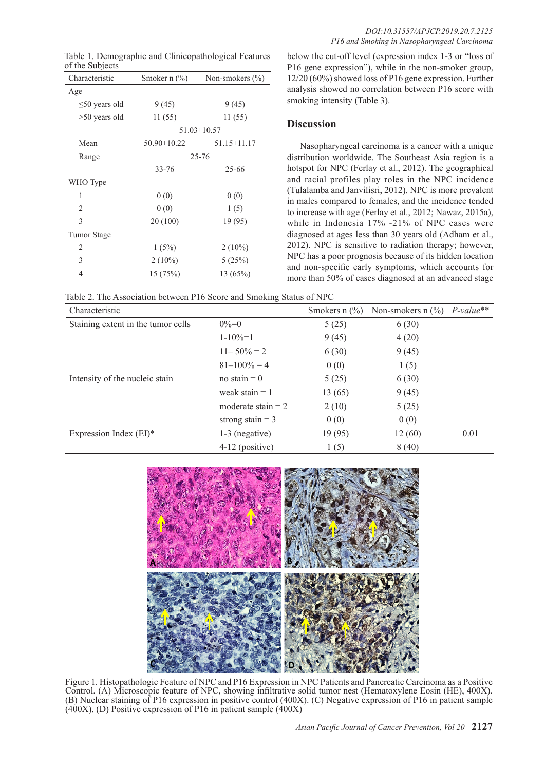Table 1. Demographic and Clinicopathological Features of the Subjects

| Characteristic | Smoker n (%) | Non-smokers (%) |
|---|---|---|
| Age | | |
| ≤50 years old | 9 (45) | 9 (45) |
| >50 years old | 11 (55) | 11 (55) |
| | 51.03±10.57 | |
| Mean | 50.90±10.22 | 51.15±11.17 |
| Range | 25-76 | |
| | 33-76 | 25-66 |
| WHO Type | | |
| 1 | 0 (0) | 0 (0) |
| 2 | 0 (0) | 1 (5) |
| 3 | 20 (100) | 19 (95) |
| Tumor Stage | | |
| 2 | 1 (5%) | 2 (10%) |
| 3 | 2 (10%) | 5 (25%) |
| 4 | 15 (75%) | 13 (65%) |

below the cut-off level (expression index 1-3 or "loss of P16 gene expression"), while in the non-smoker group, 12/20 (60%) showed loss of P16 gene expression. Further analysis showed no correlation between P16 score with smoking intensity (Table 3).

## Discussion

Nasopharyngeal carcinoma is a cancer with a unique distribution worldwide. The Southeast Asia region is a hotspot for NPC (Ferlay et al., 2012). The geographical and racial profiles play roles in the NPC incidence (Tulalamba and Janvilisri, 2012). NPC is more prevalent in males compared to females, and the incidence tended to increase with age (Ferlay et al., 2012; Nawaz, 2015a), while in Indonesia 17% -21% of NPC cases were diagnosed at ages less than 30 years old (Adham et al., 2012). NPC is sensitive to radiation therapy; however, NPC has a poor prognosis because of its hidden location and non-specific early symptoms, which accounts for more than 50% of cases diagnosed at an advanced stage

Table 2. The Association between P16 Score and Smoking Status of NPC

| Characteristic | | Smokers n (%) | Non-smokers n (%) | *P-value*** |
|---|---|---|---|---|
| Staining extent in the tumor cells | 0%=0 | 5 (25) | 6 (30) | |
| | 1-10%=1 | 9 (45) | 4 (20) | |
| | 11– 50% = 2 | 6 (30) | 9 (45) | |
| | 81–100% = 4 | 0 (0) | 1 (5) | |
| Intensity of the nucleic stain | no stain = 0 | 5 (25) | 6 (30) | |
| | weak stain = 1 | 13 (65) | 9 (45) | |
| | moderate stain = 2 | 2 (10) | 5 (25) | |
| | strong stain = 3 | 0 (0) | 0 (0) | |
| Expression Index (EI)* | 1-3 (negative) | 19 (95) | 12 (60) | 0.01 |
| | 4-12 (positive) | 1 (5) | 8 (40) | |

Figure 1. Histopathologic Feature of NPC and P16 Expression in NPC Patients and Pancreatic Carcinoma as a Positive Control. (A) Microscopic feature of NPC, showing infiltrative solid tumor nest (Hematoxylene Eosin (HE), 400X). (B) Nuclear staining of P16 expression in positive control (400X). (C) Negative expression of P16 in patient sample (400X). (D) Positive expression of P16 in patient sample (400X)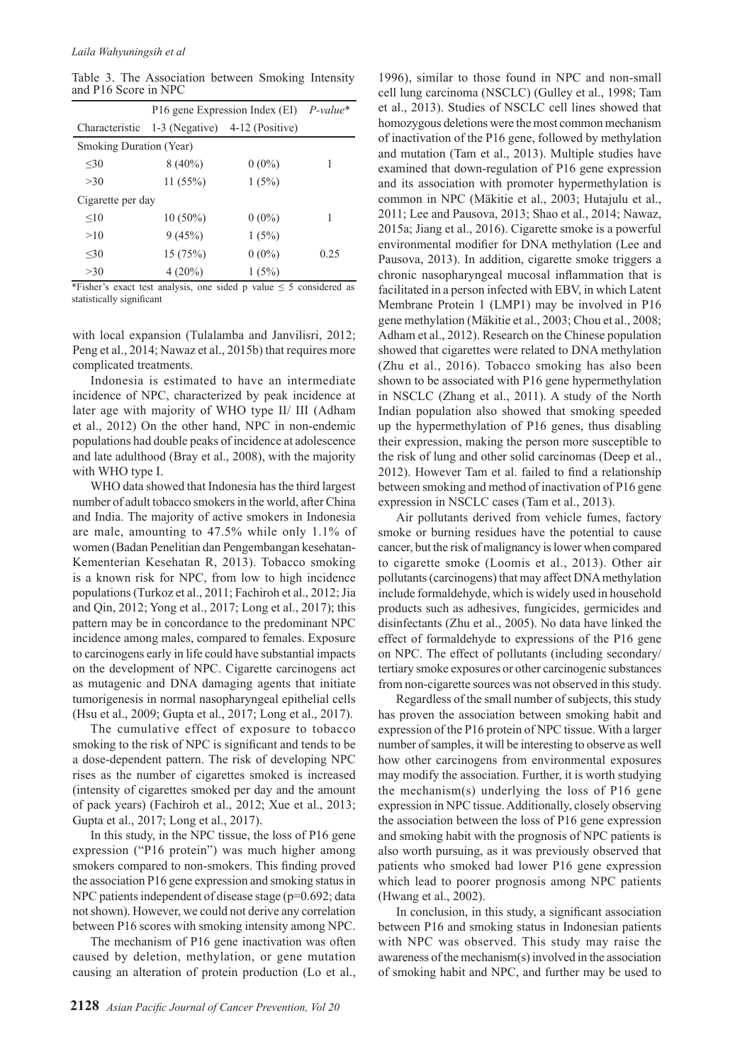Table 3. The Association between Smoking Intensity and P16 Score in NPC

| Characteristic | P16 gene Expression Index (EI) 1-3 (Negative) | 4-12 (Positive) | *P-value** |
|---|---|---|---|
| Smoking Duration (Year) | | | |
| ≤30 | 8 (40%) | 0 (0%) | 1 |
| >30 | 11 (55%) | 1 (5%) | |
| Cigarette per day | | | |
| ≤10 | 10 (50%) | 0 (0%) | 1 |
| >10 | 9 (45%) | 1 (5%) | |
| ≤30 | 15 (75%) | 0 (0%) | 0.25 |
| >30 | 4 (20%) | 1 (5%) | |

*Fisher's exact test analysis, one sided p value ≤ 5 considered as statistically significant

with local expansion (Tulalamba and Janvilisri, 2012; Peng et al., 2014; Nawaz et al., 2015b) that requires more complicated treatments.

Indonesia is estimated to have an intermediate incidence of NPC, characterized by peak incidence at later age with majority of WHO type II/ III (Adham et al., 2012) On the other hand, NPC in non-endemic populations had double peaks of incidence at adolescence and late adulthood (Bray et al., 2008), with the majority with WHO type I.

WHO data showed that Indonesia has the third largest number of adult tobacco smokers in the world, after China and India. The majority of active smokers in Indonesia are male, amounting to 47.5% while only 1.1% of women (Badan Penelitian dan Pengembangan kesehatan-Kementerian Kesehatan R, 2013). Tobacco smoking is a known risk for NPC, from low to high incidence populations (Turkoz et al., 2011; Fachiroh et al., 2012; Jia and Qin, 2012; Yong et al., 2017; Long et al., 2017); this pattern may be in concordance to the predominant NPC incidence among males, compared to females. Exposure to carcinogens early in life could have substantial impacts on the development of NPC. Cigarette carcinogens act as mutagenic and DNA damaging agents that initiate tumorigenesis in normal nasopharyngeal epithelial cells (Hsu et al., 2009; Gupta et al., 2017; Long et al., 2017).

The cumulative effect of exposure to tobacco smoking to the risk of NPC is significant and tends to be a dose-dependent pattern. The risk of developing NPC rises as the number of cigarettes smoked is increased (intensity of cigarettes smoked per day and the amount of pack years) (Fachiroh et al., 2012; Xue et al., 2013; Gupta et al., 2017; Long et al., 2017).

In this study, in the NPC tissue, the loss of P16 gene expression ("P16 protein") was much higher among smokers compared to non-smokers. This finding proved the association P16 gene expression and smoking status in NPC patients independent of disease stage (p=0.692; data not shown). However, we could not derive any correlation between P16 scores with smoking intensity among NPC.

The mechanism of P16 gene inactivation was often caused by deletion, methylation, or gene mutation causing an alteration of protein production (Lo et al., 1996), similar to those found in NPC and non-small cell lung carcinoma (NSCLC) (Gulley et al., 1998; Tam et al., 2013). Studies of NSCLC cell lines showed that homozygous deletions were the most common mechanism of inactivation of the P16 gene, followed by methylation and mutation (Tam et al., 2013). Multiple studies have examined that down-regulation of P16 gene expression and its association with promoter hypermethylation is common in NPC (Mäkitie et al., 2003; Hutajulu et al., 2011; Lee and Pausova, 2013; Shao et al., 2014; Nawaz, 2015a; Jiang et al., 2016). Cigarette smoke is a powerful environmental modifier for DNA methylation (Lee and Pausova, 2013). In addition, cigarette smoke triggers a chronic nasopharyngeal mucosal inflammation that is facilitated in a person infected with EBV, in which Latent Membrane Protein 1 (LMP1) may be involved in P16 gene methylation (Mäkitie et al., 2003; Chou et al., 2008; Adham et al., 2012). Research on the Chinese population showed that cigarettes were related to DNA methylation (Zhu et al., 2016). Tobacco smoking has also been shown to be associated with P16 gene hypermethylation in NSCLC (Zhang et al., 2011). A study of the North Indian population also showed that smoking speeded up the hypermethylation of P16 genes, thus disabling their expression, making the person more susceptible to the risk of lung and other solid carcinomas (Deep et al., 2012). However Tam et al. failed to find a relationship between smoking and method of inactivation of P16 gene expression in NSCLC cases (Tam et al., 2013).

Air pollutants derived from vehicle fumes, factory smoke or burning residues have the potential to cause cancer, but the risk of malignancy is lower when compared to cigarette smoke (Loomis et al., 2013). Other air pollutants (carcinogens) that may affect DNA methylation include formaldehyde, which is widely used in household products such as adhesives, fungicides, germicides and disinfectants (Zhu et al., 2005). No data have linked the effect of formaldehyde to expressions of the P16 gene on NPC. The effect of pollutants (including secondary/ tertiary smoke exposures or other carcinogenic substances from non-cigarette sources was not observed in this study.

Regardless of the small number of subjects, this study has proven the association between smoking habit and expression of the P16 protein of NPC tissue. With a larger number of samples, it will be interesting to observe as well how other carcinogens from environmental exposures may modify the association. Further, it is worth studying the mechanism(s) underlying the loss of P16 gene expression in NPC tissue. Additionally, closely observing the association between the loss of P16 gene expression and smoking habit with the prognosis of NPC patients is also worth pursuing, as it was previously observed that patients who smoked had lower P16 gene expression which lead to poorer prognosis among NPC patients (Hwang et al., 2002).

In conclusion, in this study, a significant association between P16 and smoking status in Indonesian patients with NPC was observed. This study may raise the awareness of the mechanism(s) involved in the association of smoking habit and NPC, and further may be used to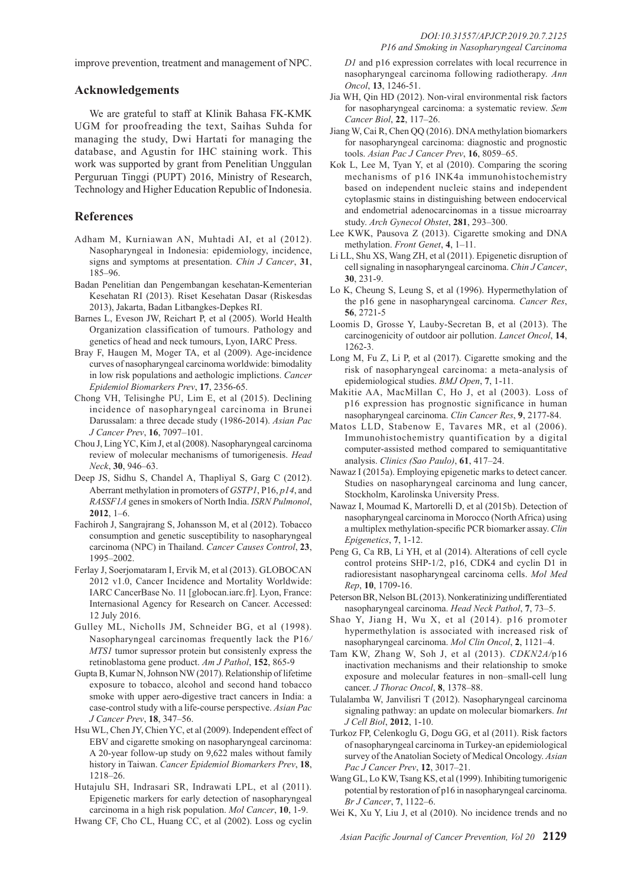improve prevention, treatment and management of NPC.

## Acknowledgements

We are grateful to staff at Klinik Bahasa FK-KMK UGM for proofreading the text, Saihas Suhda for managing the study, Dwi Hartati for managing the database, and Agustin for IHC staining work. This work was supported by grant from Penelitian Unggulan Perguruan Tinggi (PUPT) 2016, Ministry of Research, Technology and Higher Education Republic of Indonesia.

## References

Adham M, Kurniawan AN, Muhtadi AI, et al (2012). Nasopharyngeal in Indonesia: epidemiology, incidence, signs and symptoms at presentation. *Chin J Cancer*, **31**, 185–96.

Badan Penelitian dan Pengembangan kesehatan-Kementerian Kesehatan RI (2013). Riset Kesehatan Dasar (Riskesdas 2013), Jakarta, Badan Litbangkes-Depkes RI.

Barnes L, Eveson JW, Reichart P, et al (2005). World Health Organization classification of tumours. Pathology and genetics of head and neck tumours, Lyon, IARC Press.

Bray F, Haugen M, Moger TA, et al (2009). Age-incidence curves of nasopharyngeal carcinoma worldwide: bimodality in low risk populations and aethologic implictions. *Cancer Epidemiol Biomarkers Prev*, **17**, 2356-65.

Chong VH, Telisinghe PU, Lim E, et al (2015). Declining incidence of nasopharyngeal carcinoma in Brunei Darussalam: a three decade study (1986-2014). *Asian Pac J Cancer Prev*, **16**, 7097–101.

Chou J, Ling YC, Kim J, et al (2008). Nasopharyngeal carcinoma review of molecular mechanisms of tumorigenesis. *Head Neck*, **30**, 946–63.

Deep JS, Sidhu S, Chandel A, Thapliyal S, Garg C (2012). Aberrant methylation in promoters of *GSTP1*, P16, *p14*, and *RASSF1A* genes in smokers of North India. *ISRN Pulmonol*, **2012**, 1–6.

Fachiroh J, Sangrajrang S, Johansson M, et al (2012). Tobacco consumption and genetic susceptibility to nasopharyngeal carcinoma (NPC) in Thailand. *Cancer Causes Control*, **23**, 1995–2002.

Ferlay J, Soerjomataram I, Ervik M, et al (2013). GLOBOCAN 2012 v1.0, Cancer Incidence and Mortality Worldwide: IARC CancerBase No. 11 [globocan.iarc.fr]. Lyon, France: Internasional Agency for Research on Cancer. Accessed: 12 July 2016.

Gulley ML, Nicholls JM, Schneider BG, et al (1998). Nasopharyngeal carcinomas frequently lack the P16/*MTS1* tumor supressor protein but consistently express the retinoblastoma gene product. *Am J Pathol*, **152**, 865-9

Gupta B, Kumar N, Johnson NW (2017). Relationship of lifetime exposure to tobacco, alcohol and second hand tobacco smoke with upper aero-digestive tract cancers in India: a case-control study with a life-course perspective. *Asian Pac J Cancer Prev*, **18**, 347–56.

Hsu WL, Chen JY, Chien YC, et al (2009). Independent effect of EBV and cigarette smoking on nasopharyngeal carcinoma: A 20-year follow-up study on 9,622 males without family history in Taiwan. *Cancer Epidemiol Biomarkers Prev*, **18**, 1218–26.

Hutajulu SH, Indrasari SR, Indrawati LPL, et al (2011). Epigenetic markers for early detection of nasopharyngeal carcinoma in a high risk population. *Mol Cancer*, **10**, 1-9.

Hwang CF, Cho CL, Huang CC, et al (2002). Loss og cyclin *D1* and p16 expression correlates with local recurrence in nasopharyngeal carcinoma following radiotherapy. *Ann Oncol*, **13**, 1246-51.

Jia WH, Qin HD (2012). Non-viral environmental risk factors for nasopharyngeal carcinoma: a systematic review. *Sem Cancer Biol*, **22**, 117–26.

Jiang W, Cai R, Chen QQ (2016). DNA methylation biomarkers for nasopharyngeal carcinoma: diagnostic and prognostic tools. *Asian Pac J Cancer Prev*, **16**, 8059–65.

Kok L, Lee M, Tyan Y, et al (2010). Comparing the scoring mechanisms of p16 INK4a immunohistochemistry based on independent nucleic stains and independent cytoplasmic stains in distinguishing between endocervical and endometrial adenocarcinomas in a tissue microarray study. *Arch Gynecol Obstet*, **281**, 293–300.

Lee KWK, Pausova Z (2013). Cigarette smoking and DNA methylation. *Front Genet*, **4**, 1–11.

Li LL, Shu XS, Wang ZH, et al (2011). Epigenetic disruption of cell signaling in nasopharyngeal carcinoma. *Chin J Cancer*, **30**, 231-9.

Lo K, Cheung S, Leung S, et al (1996). Hypermethylation of the p16 gene in nasopharyngeal carcinoma. *Cancer Res*, **56**, 2721-5

Loomis D, Grosse Y, Lauby-Secretan B, et al (2013). The carcinogenicity of outdoor air pollution. *Lancet Oncol*, **14**, 1262-3.

Long M, Fu Z, Li P, et al (2017). Cigarette smoking and the risk of nasopharyngeal carcinoma: a meta-analysis of epidemiological studies. *BMJ Open*, **7**, 1-11.

Makitie AA, MacMillan C, Ho J, et al (2003). Loss of p16 expression has prognostic significance in human nasopharyngeal carcinoma. *Clin Cancer Res*, **9**, 2177-84.

Matos LLD, Stabenow E, Tavares MR, et al (2006). Immunohistochemistry quantification by a digital computer-assisted method compared to semiquantitative analysis. *Clinics (Sao Paulo)*, **61**, 417–24.

Nawaz I (2015a). Employing epigenetic marks to detect cancer. Studies on nasopharyngeal carcinoma and lung cancer, Stockholm, Karolinska University Press.

Nawaz I, Moumad K, Martorelli D, et al (2015b). Detection of nasopharyngeal carcinoma in Morocco (North Africa) using a multiplex methylation-specific PCR biomarker assay. *Clin Epigenetics*, **7**, 1-12.

Peng G, Ca RB, Li YH, et al (2014). Alterations of cell cycle control proteins SHP-1/2, p16, CDK4 and cyclin D1 in radioresistant nasopharyngeal carcinoma cells. *Mol Med Rep*, **10**, 1709-16.

Peterson BR, Nelson BL (2013). Nonkeratinizing undifferentiated nasopharyngeal carcinoma. *Head Neck Pathol*, **7**, 73–5.

Shao Y, Jiang H, Wu X, et al (2014). p16 promoter hypermethylation is associated with increased risk of nasopharyngeal carcinoma. *Mol Clin Oncol*, **2**, 1121–4.

Tam KW, Zhang W, Soh J, et al (2013). *CDKN2A/*p16 inactivation mechanisms and their relationship to smoke exposure and molecular features in non–small-cell lung cancer. *J Thorac Oncol*, **8**, 1378–88.

Tulalamba W, Janvilisri T (2012). Nasopharyngeal carcinoma signaling pathway: an update on molecular biomarkers. *Int J Cell Biol*, **2012**, 1-10.

Turkoz FP, Celenkoglu G, Dogu GG, et al (2011). Risk factors of nasopharyngeal carcinoma in Turkey-an epidemiological survey of the Anatolian Society of Medical Oncology. *Asian Pac J Cancer Prev*, **12**, 3017–21.

Wang GL, Lo KW, Tsang KS, et al (1999). Inhibiting tumorigenic potential by restoration of p16 in nasopharyngeal carcinoma. *Br J Cancer*, **7**, 1122–6.

Wei K, Xu Y, Liu J, et al (2010). No incidence trends and no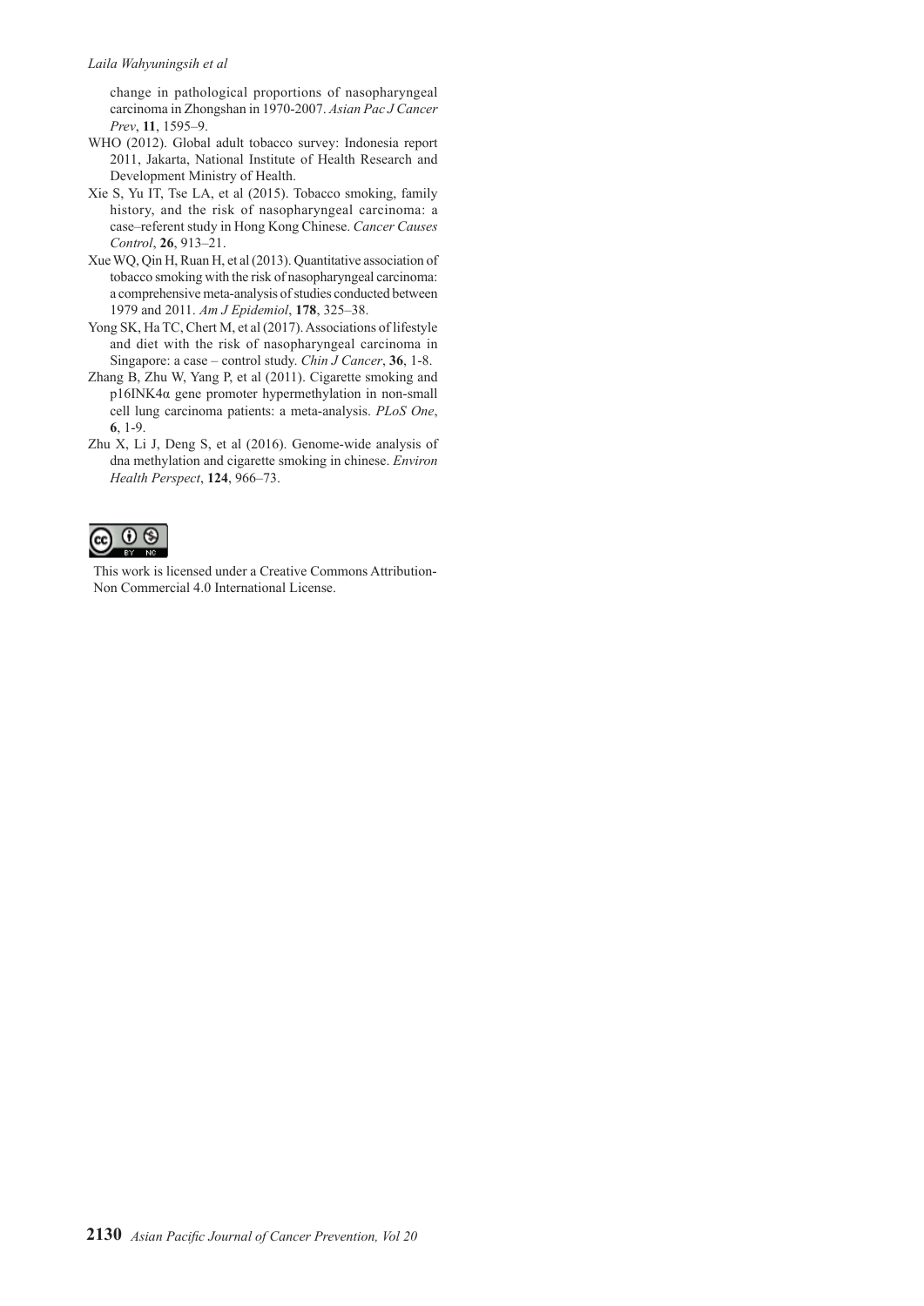change in pathological proportions of nasopharyngeal carcinoma in Zhongshan in 1970-2007. *Asian Pac J Cancer Prev*, **11**, 1595–9.

WHO (2012). Global adult tobacco survey: Indonesia report 2011, Jakarta, National Institute of Health Research and Development Ministry of Health.

Xie S, Yu IT, Tse LA, et al (2015). Tobacco smoking, family history, and the risk of nasopharyngeal carcinoma: a case–referent study in Hong Kong Chinese. *Cancer Causes Control*, **26**, 913–21.

Xue WQ, Qin H, Ruan H, et al (2013). Quantitative association of tobacco smoking with the risk of nasopharyngeal carcinoma: a comprehensive meta-analysis of studies conducted between 1979 and 2011. *Am J Epidemiol*, **178**, 325–38.

Yong SK, Ha TC, Chert M, et al (2017). Associations of lifestyle and diet with the risk of nasopharyngeal carcinoma in Singapore: a case – control study. *Chin J Cancer*, **36**, 1-8.

Zhang B, Zhu W, Yang P, et al (2011). Cigarette smoking and p16INK4α gene promoter hypermethylation in non-small cell lung carcinoma patients: a meta-analysis. *PLoS One*, **6**, 1-9.

Zhu X, Li J, Deng S, et al (2016). Genome-wide analysis of dna methylation and cigarette smoking in chinese. *Environ Health Perspect*, **124**, 966–73.

This work is licensed under a Creative Commons Attribution-Non Commercial 4.0 International License.